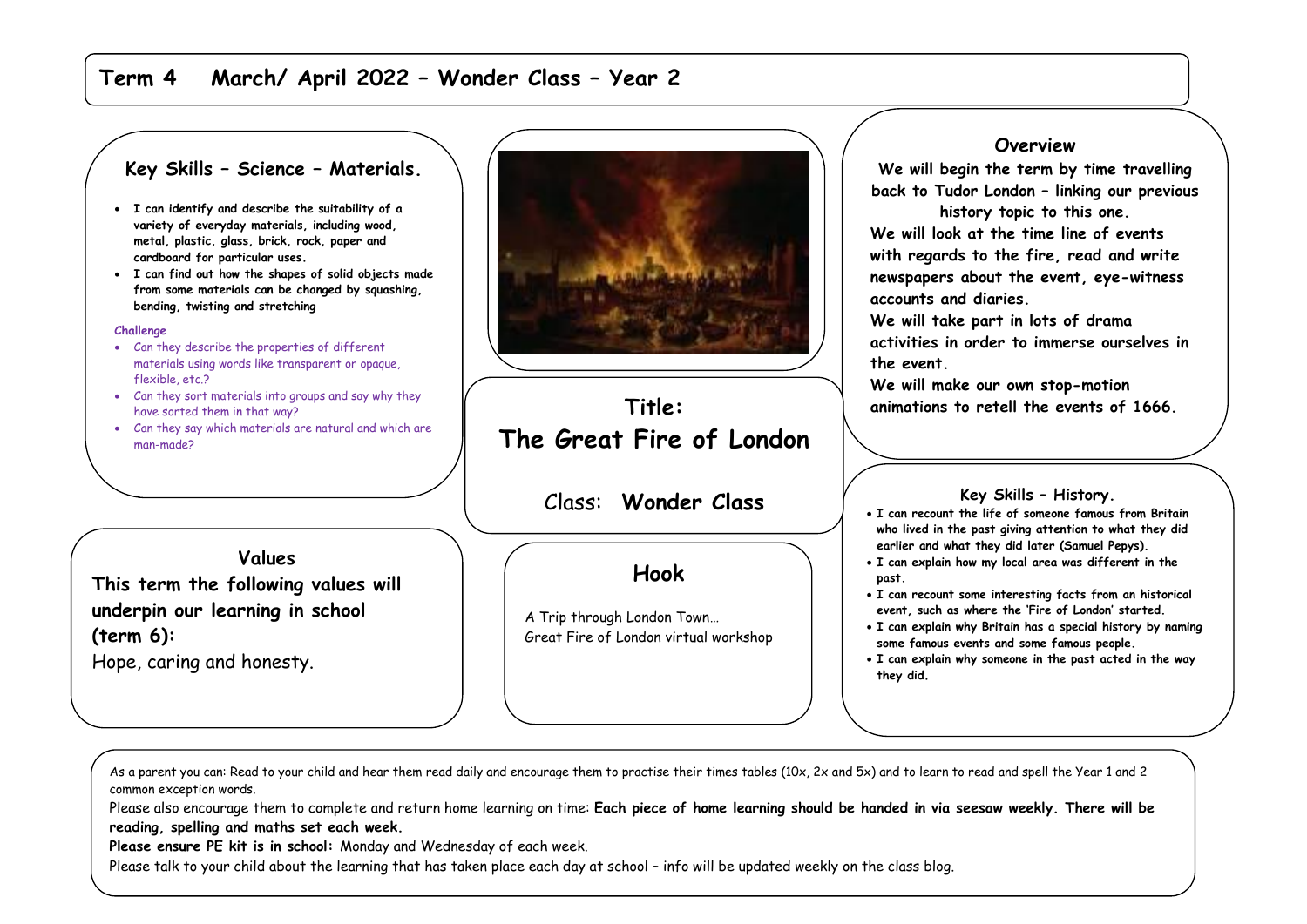# Term 4 March/ April 2022 – Wonder Class – Year 2

## Key Skills – Science – Materials.

- I can identify and describe the suitability of a variety of everyday materials, including wood, metal, plastic, glass, brick, rock, paper and cardboard for particular uses.
- I can find out how the shapes of solid objects made from some materials can be changed by squashing, bending, twisting and stretching

**Challenge**

- Can they describe the properties of different materials using words like transparent or opaque, flexible, etc.?
- Can they sort materials into groups and say why they have sorted them in that way?
- Can they say which materials are natural and which are man-made?

## Title: The Great Fire of London

Class: **Wonder Class**

## Overview

**We will begin the term by time travelling back to Tudor London – linking our previous history topic to this one.**
**We will look at the time line of events with regards to the fire, read and write newspapers about the event, eye-witness accounts and diaries.**
**We will take part in lots of drama activities in order to immerse ourselves in the event.**
**We will make our own stop-motion animations to retell the events of 1666.**

## Values

**This term the following values will underpin our learning in school (term 6):**
Hope, caring and honesty.

## Hook

A Trip through London Town…
Great Fire of London virtual workshop

## Key Skills – History.

- **I can recount the life of someone famous from Britain who lived in the past giving attention to what they did earlier and what they did later (Samuel Pepys).**
- **I can explain how my local area was different in the past.**
- **I can recount some interesting facts from an historical event, such as where the 'Fire of London' started.**
- **I can explain why Britain has a special history by naming some famous events and some famous people.**
- **I can explain why someone in the past acted in the way they did.**

As a parent you can: Read to your child and hear them read daily and encourage them to practise their times tables (10x, 2x and 5x) and to learn to read and spell the Year 1 and 2 common exception words.

Please also encourage them to complete and return home learning on time: **Each piece of home learning should be handed in via seesaw weekly. There will be reading, spelling and maths set each week.**

**Please ensure PE kit is in school:** Monday and Wednesday of each week.

Please talk to your child about the learning that has taken place each day at school – info will be updated weekly on the class blog.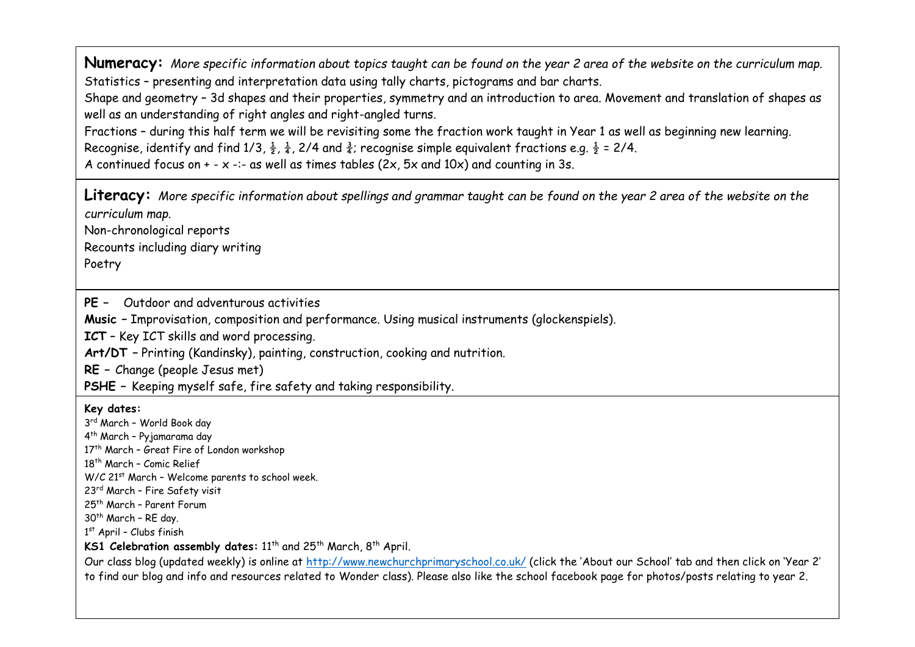**Numeracy:** *More specific information about topics taught can be found on the year 2 area of the website on the curriculum map.*

Statistics – presenting and interpretation data using tally charts, pictograms and bar charts.

Shape and geometry – 3d shapes and their properties, symmetry and an introduction to area. Movement and translation of shapes as well as an understanding of right angles and right-angled turns.

Fractions – during this half term we will be revisiting some the fraction work taught in Year 1 as well as beginning new learning. Recognise, identify and find 1/3, ½, ¼, 2/4 and ¾; recognise simple equivalent fractions e.g. ½ = 2/4.

A continued focus on + - x -:- as well as times tables (2x, 5x and 10x) and counting in 3s.

**Literacy:** *More specific information about spellings and grammar taught can be found on the year 2 area of the website on the curriculum map.*

Non-chronological reports

Recounts including diary writing

Poetry

**PE –** Outdoor and adventurous activities

**Music –** Improvisation, composition and performance. Using musical instruments (glockenspiels).

**ICT** – Key ICT skills and word processing.

**Art/DT –** Printing (Kandinsky), painting, construction, cooking and nutrition.

**RE –** Change (people Jesus met)

**PSHE –** Keeping myself safe, fire safety and taking responsibility.

**Key dates:**

3rd March – World Book day
4th March – Pyjamarama day
17th March – Great Fire of London workshop
18th March – Comic Relief
W/C 21st March – Welcome parents to school week.
23rd March – Fire Safety visit
25th March – Parent Forum
30th March – RE day.
1st April – Clubs finish

**KS1 Celebration assembly dates:** 11th and 25th March, 8th April.

Our class blog (updated weekly) is online at http://www.newchurchprimaryschool.co.uk/ (click the 'About our School' tab and then click on 'Year 2' to find our blog and info and resources related to Wonder class). Please also like the school facebook page for photos/posts relating to year 2.